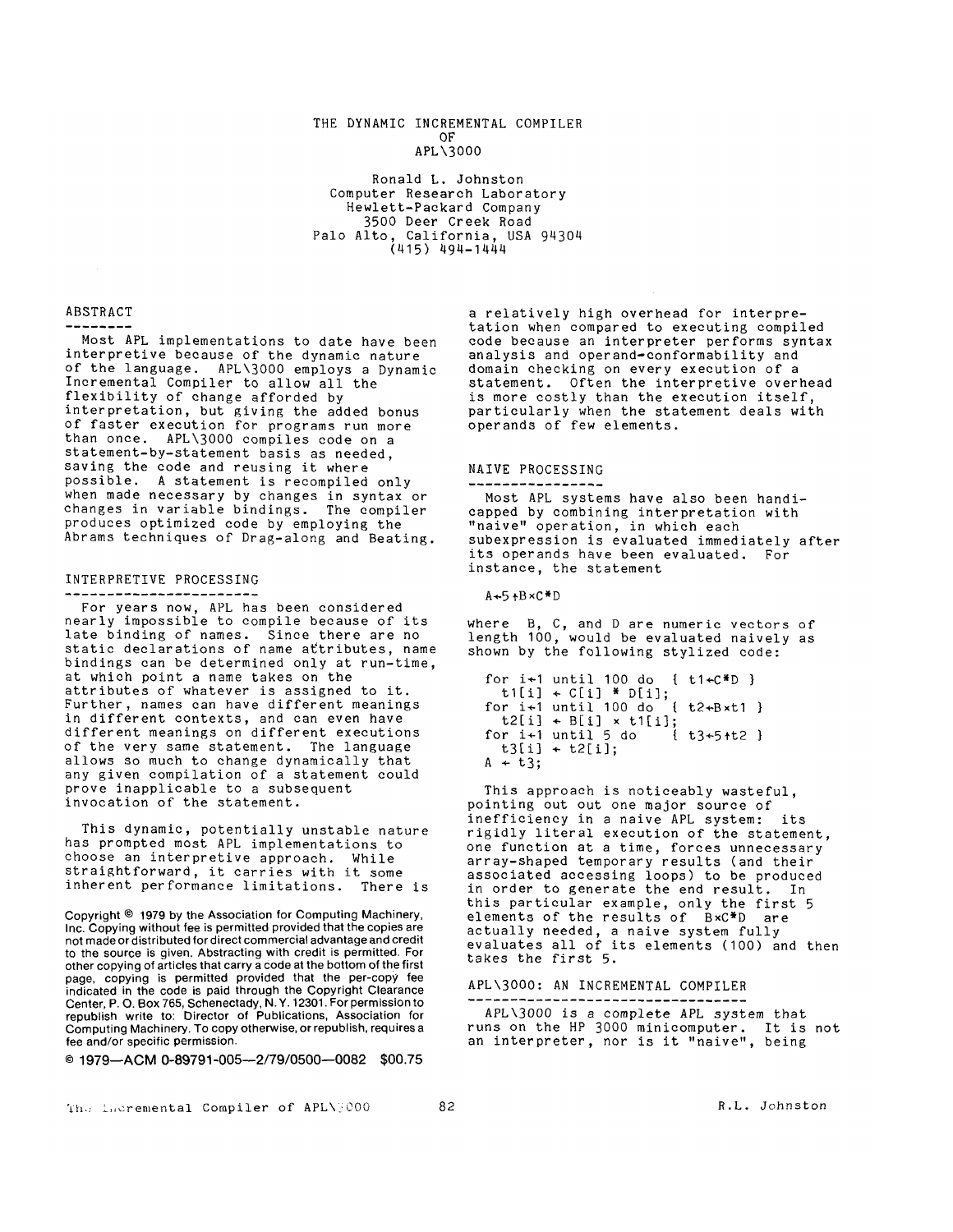# THE DYNAMIC INCREMENTAL COMPILER OF APL\3000

Ronald L. Johnston
Computer Research Laboratory
Hewlett-Packard Company
3500 Deer Creek Road
Palo Alto, California, USA 94304
(415) 494-1444

## ABSTRACT

Most APL implementations to date have been interpretive because of the dynamic nature of the language. APL\3000 employs a Dynamic Incremental Compiler to allow all the flexibility of change afforded by interpretation, but giving the added bonus of faster execution for programs run more than once. APL\3000 compiles code on a statement-by-statement basis as needed, saving the code and reusing it where possible. A statement is recompiled only when made necessary by changes in syntax or changes in variable bindings. The compiler produces optimized code by employing the Abrams techniques of Drag-along and Beating.

## INTERPRETIVE PROCESSING

For years now, APL has been considered nearly impossible to compile because of its late binding of names. Since there are no static declarations of name attributes, name bindings can be determined only at run-time, at which point a name takes on the attributes of whatever is assigned to it. Further, names can have different meanings in different contexts, and can even have different meanings on different executions of the very same statement. The language allows so much to change dynamically that any given compilation of a statement could prove inapplicable to a subsequent invocation of the statement.

This dynamic, potentially unstable nature has prompted most APL implementations to choose an interpretive approach. While straightforward, it carries with it some inherent performance limitations. There is a relatively high overhead for interpretation when compared to executing compiled code because an interpreter performs syntax analysis and operand-conformability and domain checking on every execution of a statement. Often the interpretive overhead is more costly than the execution itself, particularly when the statement deals with operands of few elements.

Copyright © 1979 by the Association for Computing Machinery, Inc. Copying without fee is permitted provided that the copies are not made or distributed for direct commercial advantage and credit to the source is given. Abstracting with credit is permitted. For other copying of articles that carry a code at the bottom of the first page, copying is permitted provided that the per-copy fee indicated in the code is paid through the Copyright Clearance Center, P. O. Box 765, Schenectady, N. Y. 12301. For permission to republish write to: Director of Publications, Association for Computing Machinery. To copy otherwise, or republish, requires a fee and/or specific permission.

© 1979—ACM 0-89791-005—2/79/0500—0082 $00.75

## NAIVE PROCESSING

Most APL systems have also been handicapped by combining interpretation with "naive" operation, in which each subexpression is evaluated immediately after its operands have been evaluated. For instance, the statement

```
A←5↑B×C*D
```

where B, C, and D are numeric vectors of length 100, would be evaluated naively as shown by the following stylized code:

```
for i←1 until 100 do  { t1←C*D }
  t1[i] ← C[i] * D[i];
for i←1 until 100 do  { t2←B×t1 }
  t2[i] ← B[i] × t1[i];
for i←1 until 5 do    { t3←5↑t2 }
  t3[i] ← t2[i];
A ← t3;
```

This approach is noticeably wasteful, pointing out out one major source of inefficiency in a naive APL system: its rigidly literal execution of the statement, one function at a time, forces unnecessary array-shaped temporary results (and their associated accessing loops) to be produced in order to generate the end result. In this particular example, only the first 5 elements of the results of B×C*D are actually needed, a naive system fully evaluates all of its elements (100) and then takes the first 5.

## APL\3000: AN INCREMENTAL COMPILER

APL\3000 is a complete APL system that runs on the HP 3000 minicomputer. It is not an interpreter, nor is it "naive", being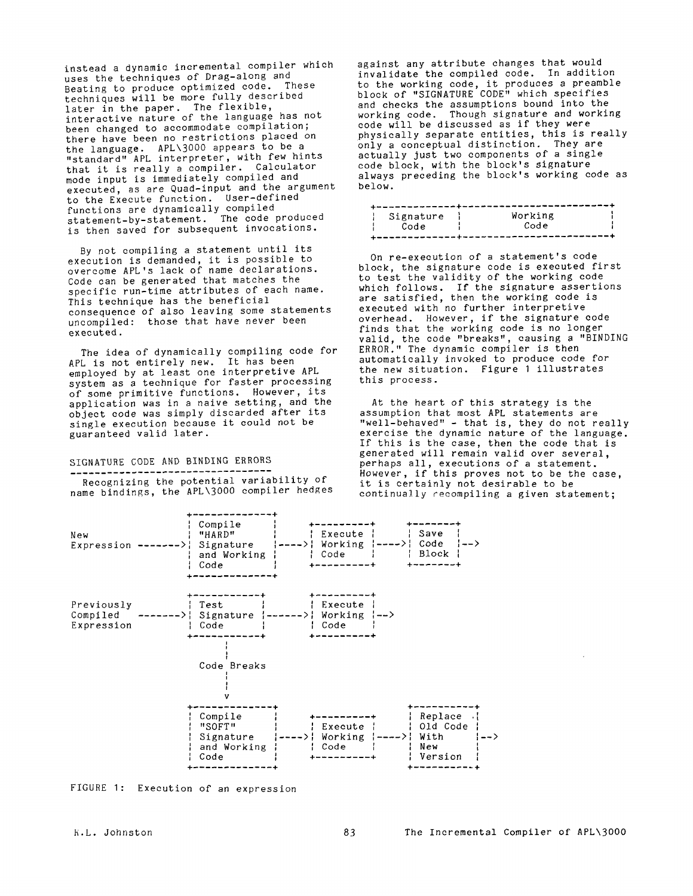instead a dynamic incremental compiler which uses the techniques of Drag-along and Beating to produce optimized code. These techniques will be more fully described later in the paper. The flexible, interactive nature of the language has not been changed to accommodate compilation; there have been no restrictions placed on the language. APL\3000 appears to be a "standard" APL interpreter, with few hints that it is really a compiler. Calculator mode input is immediately compiled and executed, as are Quad-input and the argument to the Execute function. User-defined functions are dynamically compiled statement-by-statement. The code produced is then saved for subsequent invocations.

By not compiling a statement until its execution is demanded, it is possible to overcome APL's lack of name declarations. Code can be generated that matches the specific run-time attributes of each name. This technique has the beneficial consequence of also leaving some statements uncompiled: those that have never been executed.

The idea of dynamically compiling code for APL is not entirely new. It has been employed by at least one interpretive APL system as a technique for faster processing of some primitive functions. However, its application was in a naive setting, and the object code was simply discarded after its single execution because it could not be guaranteed valid later.

## SIGNATURE CODE AND BINDING ERRORS

Recognizing the potential variability of name bindings, the APL\3000 compiler hedges against any attribute changes that would invalidate the compiled code. In addition to the working code, it produces a preamble block of "SIGNATURE CODE" which specifies and checks the assumptions bound into the working code. Though signature and working code will be discussed as if they were physically separate entities, this is really only a conceptual distinction. They are actually just two components of a single code block, with the block's signature always preceding the block's working code as below.

```
+-------------+------------------------+
|  Signature  |        Working         |
|    Code     |          Code          |
+-------------+------------------------+
```

On re-execution of a statement's code block, the signature code is executed first to test the validity of the working code which follows. If the signature assertions are satisfied, then the working code is executed with no further interpretive overhead. However, if the signature code finds that the working code is no longer valid, the code "breaks", causing a "BINDING ERROR." The dynamic compiler is then automatically invoked to produce code for the new situation. Figure 1 illustrates this process.

At the heart of this strategy is the assumption that most APL statements are "well-behaved" - that is, they do not really exercise the dynamic nature of the language. If this is the case, then the code that is generated will remain valid over several, perhaps all, executions of a statement. However, if this proves not to be the case, it is certainly not desirable to be continually recompiling a given statement;

```
                      +-------------+
                      | Compile     |          +---------+      +-------+
New                   | "HARD"      |          | Execute |      | Save  |
Expression  -------->| Signature   |----->| Working |---->| Code  |-->
                      | and Working |          | Code    |      | Block |
                      | Code        |          +---------+      +-------+
                      +-------------+

                      +-----------+            +---------+
Previously            | Test      |            | Execute |
Compiled    -------->| Signature |-------->| Working |-->
Expression            | Code      |            | Code    |
                      +-----------+            +---------+
                            |
                            |
                      Code Breaks
                            |
                            |
                            v
                      +-------------+                             +-----------+
                      | Compile     |          +---------+      | Replace   |
                      | "SOFT"      |          | Execute |      | Old Code  |
                      | Signature   |----->| Working |---->| With      |-->
                      | and Working |          | Code    |      | New       |
                      | Code        |          +---------+      | Version   |
                      +-------------+                             +-----------+
```

FIGURE 1: Execution of an expression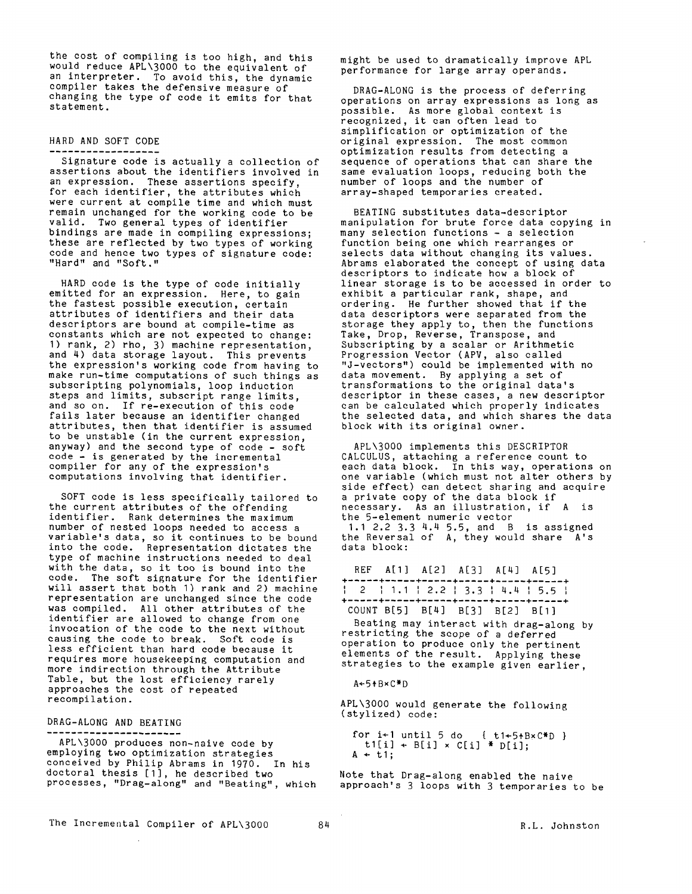the cost of compiling is too high, and this would reduce APL\3000 to the equivalent of an interpreter. To avoid this, the dynamic compiler takes the defensive measure of changing the type of code it emits for that statement.

## HARD AND SOFT CODE

Signature code is actually a collection of assertions about the identifiers involved in an expression. These assertions specify, for each identifier, the attributes which were current at compile time and which must remain unchanged for the working code to be valid. Two general types of identifier bindings are made in compiling expressions; these are reflected by two types of working code and hence two types of signature code: "Hard" and "Soft."

HARD code is the type of code initially emitted for an expression. Here, to gain the fastest possible execution, certain attributes of identifiers and their data descriptors are bound at compile-time as constants which are not expected to change: 1) rank, 2) rho, 3) machine representation, and 4) data storage layout. This prevents the expression's working code from having to make run-time computations of such things as subscripting polynomials, loop induction steps and limits, subscript range limits, and so on. If re-execution of this code fails later because an identifier changed attributes, then that identifier is assumed to be unstable (in the current expression, anyway) and the second type of code - soft code - is generated by the incremental compiler for any of the expression's computations involving that identifier.

SOFT code is less specifically tailored to the current attributes of the offending identifier. Rank determines the maximum number of nested loops needed to access a variable's data, so it continues to be bound into the code. Representation dictates the type of machine instructions needed to deal with the data, so it too is bound into the code. The soft signature for the identifier will assert that both 1) rank and 2) machine representation are unchanged since the code was compiled. All other attributes of the identifier are allowed to change from one invocation of the code to the next without causing the code to break. Soft code is less efficient than hard code because it requires more housekeeping computation and more indirection through the Attribute Table, but the lost efficiency rarely approaches the cost of repeated recompilation.

## DRAG-ALONG AND BEATING

APL\3000 produces non-naive code by employing two optimization strategies conceived by Philip Abrams in 1970. In his doctoral thesis [1], he described two processes, "Drag-along" and "Beating", which might be used to dramatically improve APL performance for large array operands.

DRAG-ALONG is the process of deferring operations on array expressions as long as possible. As more global context is recognized, it can often lead to simplification or optimization of the original expression. The most common optimization results from detecting a sequence of operations that can share the same evaluation loops, reducing both the number of loops and the number of array-shaped temporaries created.

BEATING substitutes data-descriptor manipulation for brute force data copying in many selection functions - a selection function being one which rearranges or selects data without changing its values. Abrams elaborated the concept of using data descriptors to indicate how a block of linear storage is to be accessed in order to exhibit a particular rank, shape, and ordering. He further showed that if the data descriptors were separated from the storage they apply to, then the functions Take, Drop, Reverse, Transpose, and Subscripting by a scalar or Arithmetic Progression Vector (APV, also called "J-vectors") could be implemented with no data movement. By applying a set of transformations to the original data's descriptor in these cases, a new descriptor can be calculated which properly indicates the selected data, and which shares the data block with its original owner.

APL\3000 implements this DESCRIPTOR CALCULUS, attaching a reference count to each data block. In this way, operations on one variable (which must not alter others by side effect) can detect sharing and acquire a private copy of the data block if necessary. As an illustration, if A is the 5-element numeric vector 1.1 2.2 3.3 4.4 5.5, and B is assigned the Reversal of A, they would share A's data block:

```
 REF   A[1]  A[2]  A[3]  A[4]  A[5]
+-----+-----+-----+-----+-----+-----+
|  2  | 1.1 | 2.2 | 3.3 | 4.4 | 5.5 |
+-----+-----+-----+-----+-----+-----+
 COUNT B[5]  B[4]  B[3]  B[2]  B[1]
```

Beating may interact with drag-along by restricting the scope of a deferred operation to produce only the pertinent elements of the result. Applying these strategies to the example given earlier,

```
A←5↑B×C*D
```

APL\3000 would generate the following (stylized) code:

```
for i←1 until 5 do    { t1←5↑B×C*D }
  t1[i] ← B[i] × C[i] * D[i];
A ← t1;
```

Note that Drag-along enabled the naive approach's 3 loops with 3 temporaries to be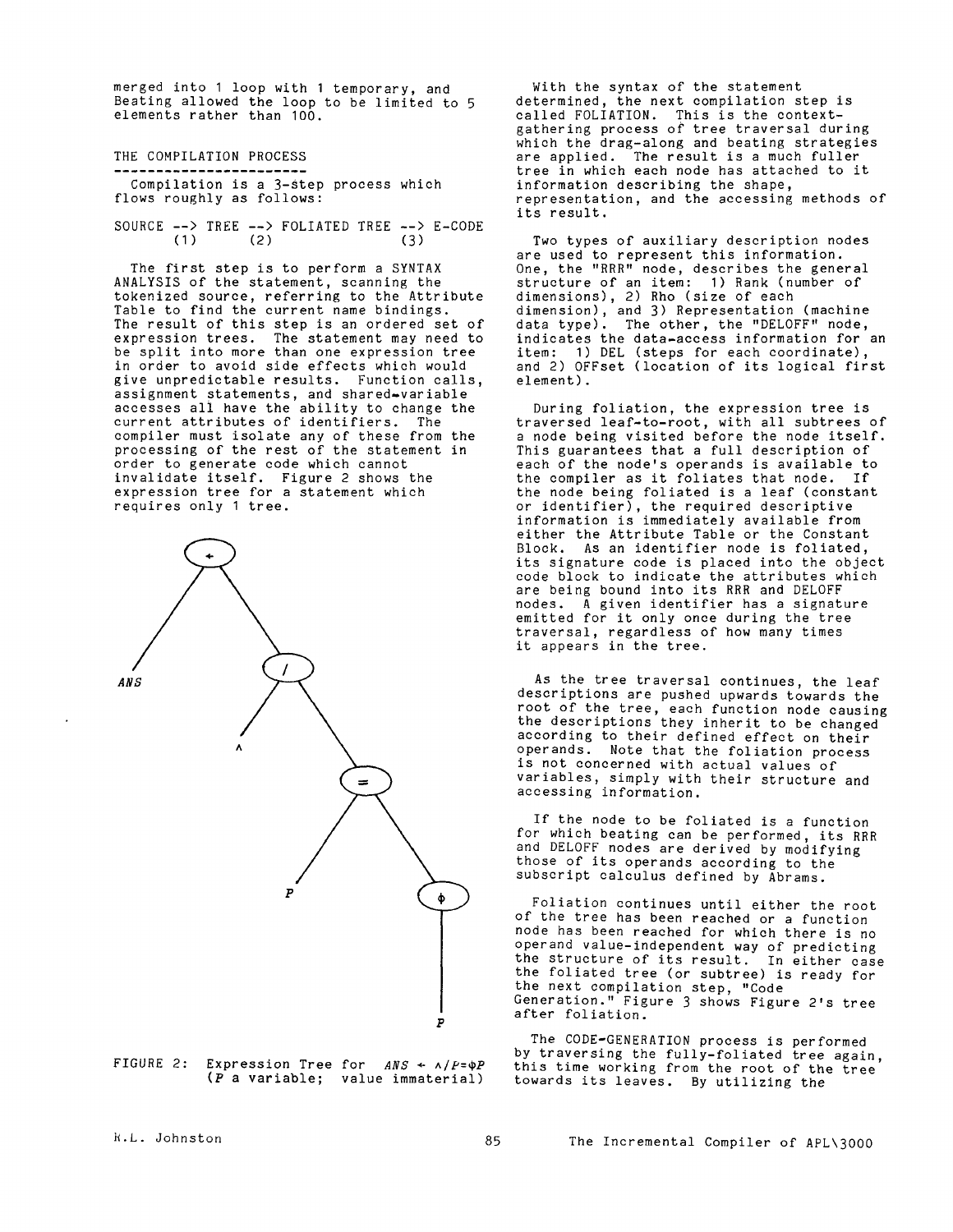merged into 1 loop with 1 temporary, and Beating allowed the loop to be limited to 5 elements rather than 100.

## THE COMPILATION PROCESS

Compilation is a 3-step process which flows roughly as follows:

```
SOURCE --> TREE --> FOLIATED TREE --> E-CODE
       (1)      (2)                (3)
```

The first step is to perform a SYNTAX ANALYSIS of the statement, scanning the tokenized source, referring to the Attribute Table to find the current name bindings. The result of this step is an ordered set of expression trees. The statement may need to be split into more than one expression tree in order to avoid side effects which would give unpredictable results. Function calls, assignment statements, and shared-variable accesses all have the ability to change the current attributes of identifiers. The compiler must isolate any of these from the processing of the rest of the statement in order to generate code which cannot invalidate itself. Figure 2 shows the expression tree for a statement which requires only 1 tree.

FIGURE 2: Expression Tree for *ANS* ← ∧/*P*=⌽*P* (*P* a variable; value immaterial)

With the syntax of the statement determined, the next compilation step is called FOLIATION. This is the context-gathering process of tree traversal during which the drag-along and beating strategies are applied. The result is a much fuller tree in which each node has attached to it information describing the shape, representation, and the accessing methods of its result.

Two types of auxiliary description nodes are used to represent this information. One, the "RRR" node, describes the general structure of an item: 1) Rank (number of dimensions), 2) Rho (size of each dimension), and 3) Representation (machine data type). The other, the "DELOFF" node, indicates the data-access information for an item: 1) DEL (steps for each coordinate), and 2) OFFset (location of its logical first element).

During foliation, the expression tree is traversed leaf-to-root, with all subtrees of a node being visited before the node itself. This guarantees that a full description of each of the node's operands is available to the compiler as it foliates that node. If the node being foliated is a leaf (constant or identifier), the required descriptive information is immediately available from either the Attribute Table or the Constant Block. As an identifier node is foliated, its signature code is placed into the object code block to indicate the attributes which are being bound into its RRR and DELOFF nodes. A given identifier has a signature emitted for it only once during the tree traversal, regardless of how many times it appears in the tree.

As the tree traversal continues, the leaf descriptions are pushed upwards towards the root of the tree, each function node causing the descriptions they inherit to be changed according to their defined effect on their operands. Note that the foliation process is not concerned with actual values of variables, simply with their structure and accessing information.

If the node to be foliated is a function for which beating can be performed, its RRR and DELOFF nodes are derived by modifying those of its operands according to the subscript calculus defined by Abrams.

Foliation continues until either the root of the tree has been reached or a function node has been reached for which there is no operand value-independent way of predicting the structure of its result. In either case the foliated tree (or subtree) is ready for the next compilation step, "Code Generation." Figure 3 shows Figure 2's tree after foliation.

The CODE-GENERATION process is performed by traversing the fully-foliated tree again, this time working from the root of the tree towards its leaves. By utilizing the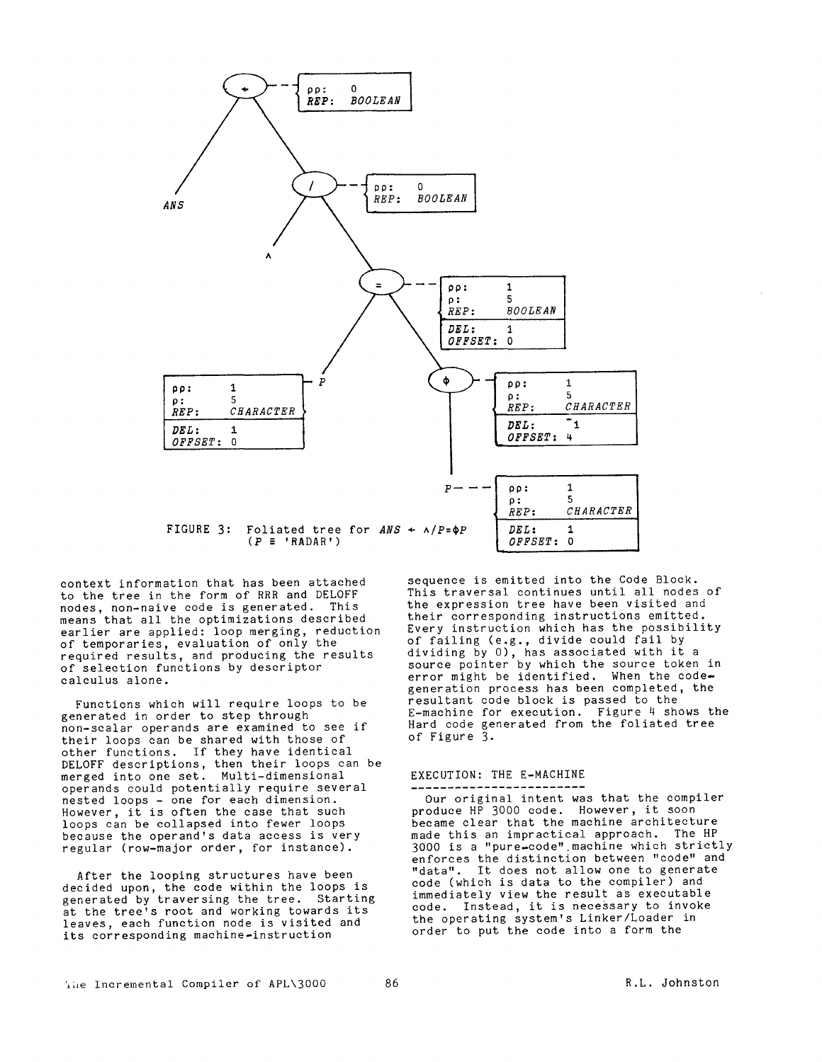FIGURE 3: Foliated tree for *ANS* ← ∧/P=⌽P (P ≡ 'RADAR')

context information that has been attached to the tree in the form of RRR and DELOFF nodes, non-naive code is generated. This means that all the optimizations described earlier are applied: loop merging, reduction of temporaries, evaluation of only the required results, and producing the results of selection functions by descriptor calculus alone.

Functions which will require loops to be generated in order to step through non-scalar operands are examined to see if their loops can be shared with those of other functions. If they have identical DELOFF descriptions, then their loops can be merged into one set. Multi-dimensional operands could potentially require several nested loops - one for each dimension. However, it is often the case that such loops can be collapsed into fewer loops because the operand's data access is very regular (row-major order, for instance).

After the looping structures have been decided upon, the code within the loops is generated by traversing the tree. Starting at the tree's root and working towards its leaves, each function node is visited and its corresponding machine-instruction sequence is emitted into the Code Block. This traversal continues until all nodes of the expression tree have been visited and their corresponding instructions emitted. Every instruction which has the possibility of failing (e.g., divide could fail by dividing by 0), has associated with it a source pointer by which the source token in error might be identified. When the code-generation process has been completed, the resultant code block is passed to the E-machine for execution. Figure 4 shows the Hard code generated from the foliated tree of Figure 3.

## EXECUTION: THE E-MACHINE

Our original intent was that the compiler produce HP 3000 code. However, it soon became clear that the machine architecture made this an impractical approach. The HP 3000 is a "pure-code" machine which strictly enforces the distinction between "code" and "data". It does not allow one to generate code (which is data to the compiler) and immediately view the result as executable code. Instead, it is necessary to invoke the operating system's Linker/Loader in order to put the code into a form the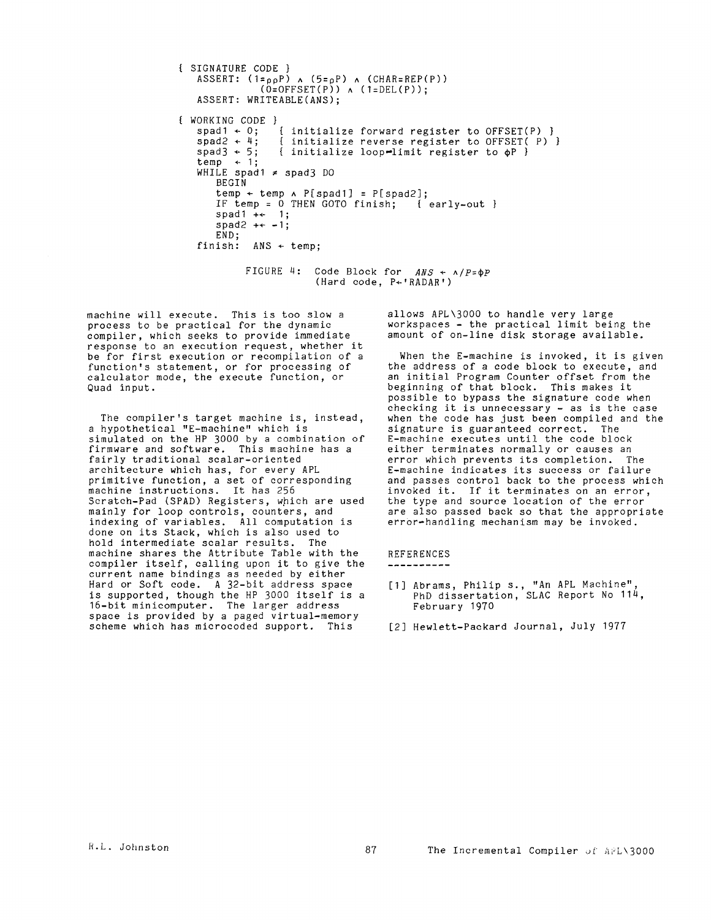```
{ SIGNATURE CODE }
   ASSERT: (1=ρρP) ∧ (5=ρP) ∧ (CHAR=REP(P))
           (0=OFFSET(P)) ∧ (1=DEL(P));
   ASSERT: WRITEABLE(ANS);

{ WORKING CODE }
   spad1 ← 0;    { initialize forward register to OFFSET(P) }
   spad2 ← 4;    { initialize reverse register to OFFSET( P) }
   spad3 ← 5;    { initialize loop-limit register to ρP }
   temp  ← 1;
   WHILE spad1 ≠ spad3 DO
      BEGIN
      temp ← temp ∧ P[spad1] = P[spad2];
      IF temp = 0 THEN GOTO finish;    { early-out }
      spad1 +← 1;
      spad2 +← -1;
      END;
   finish:  ANS ← temp;
```

FIGURE 4: Code Block for *ANS ← ∧/P=ΦP* (Hard code, P←'RADAR')

machine will execute. This is too slow a process to be practical for the dynamic compiler, which seeks to provide immediate response to an execution request, whether it be for first execution or recompilation of a function's statement, or for processing of calculator mode, the execute function, or Quad input.

The compiler's target machine is, instead, a hypothetical "E-machine" which is simulated on the HP 3000 by a combination of firmware and software. This machine has a fairly traditional scalar-oriented architecture which has, for every APL primitive function, a set of corresponding machine instructions. It has 256 Scratch-Pad (SPAD) Registers, which are used mainly for loop controls, counters, and indexing of variables. All computation is done on its Stack, which is also used to hold intermediate scalar results. The machine shares the Attribute Table with the compiler itself, calling upon it to give the current name bindings as needed by either Hard or Soft code. A 32-bit address space is supported, though the HP 3000 itself is a 16-bit minicomputer. The larger address space is provided by a paged virtual-memory scheme which has microcoded support. This allows APL\3000 to handle very large workspaces - the practical limit being the amount of on-line disk storage available.

When the E-machine is invoked, it is given the address of a code block to execute, and an initial Program Counter offset from the beginning of that block. This makes it possible to bypass the signature code when checking it is unnecessary - as is the case when the code has just been compiled and the signature is guaranteed correct. The E-machine executes until the code block either terminates normally or causes an error which prevents its completion. The E-machine indicates its success or failure and passes control back to the process which invoked it. If it terminates on an error, the type and source location of the error are also passed back so that the appropriate error-handling mechanism may be invoked.

## REFERENCES

[1] Abrams, Philip s., "An APL Machine", PhD dissertation, SLAC Report No 114, February 1970

[2] Hewlett-Packard Journal, July 1977